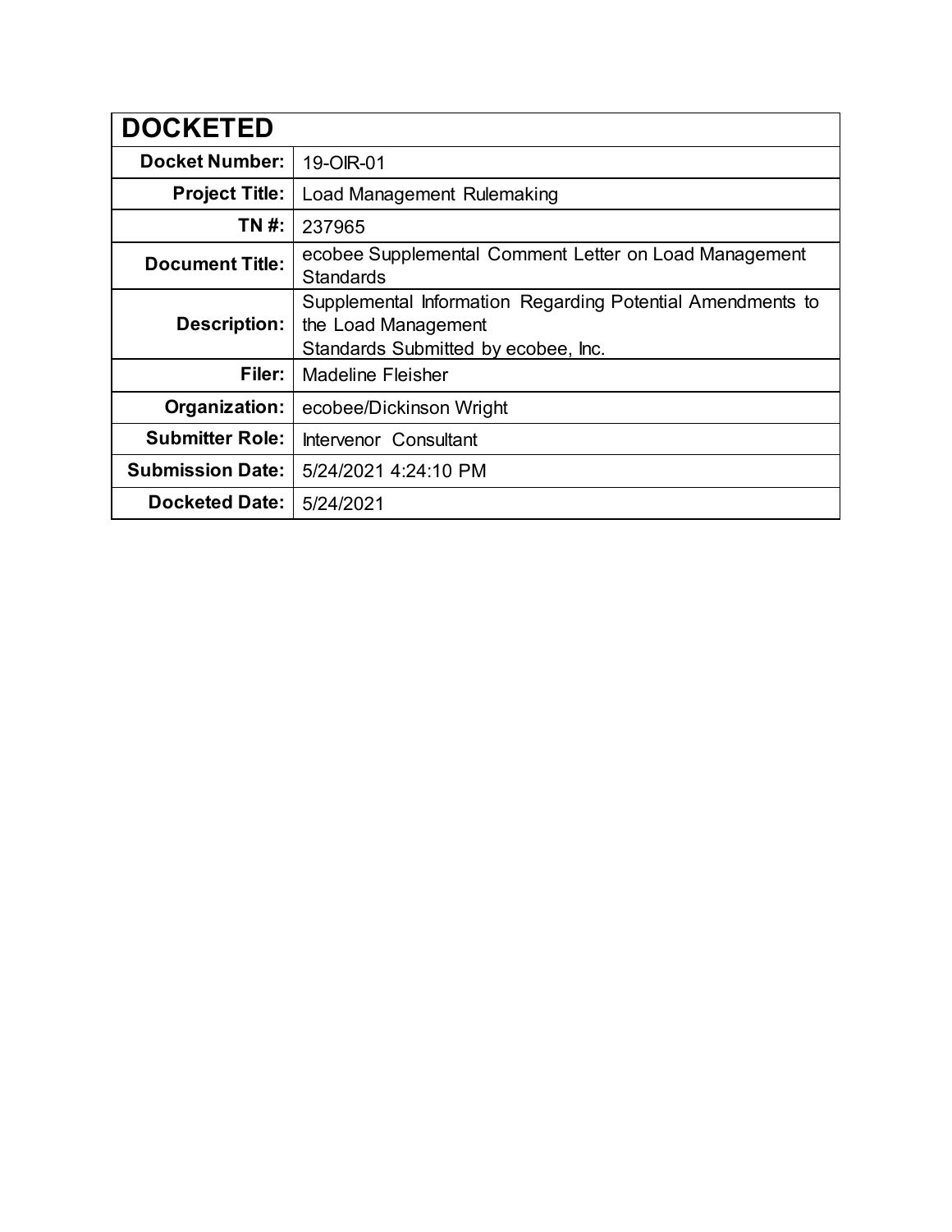| DOCKETED | |
|---|---|
| **Docket Number:** | 19-OIR-01 |
| **Project Title:** | Load Management Rulemaking |
| **TN #:** | 237965 |
| **Document Title:** | ecobee Supplemental Comment Letter on Load Management Standards |
| **Description:** | Supplemental Information Regarding Potential Amendments to the Load Management Standards Submitted by ecobee, Inc. |
| **Filer:** | Madeline Fleisher |
| **Organization:** | ecobee/Dickinson Wright |
| **Submitter Role:** | Intervenor Consultant |
| **Submission Date:** | 5/24/2021 4:24:10 PM |
| **Docketed Date:** | 5/24/2021 |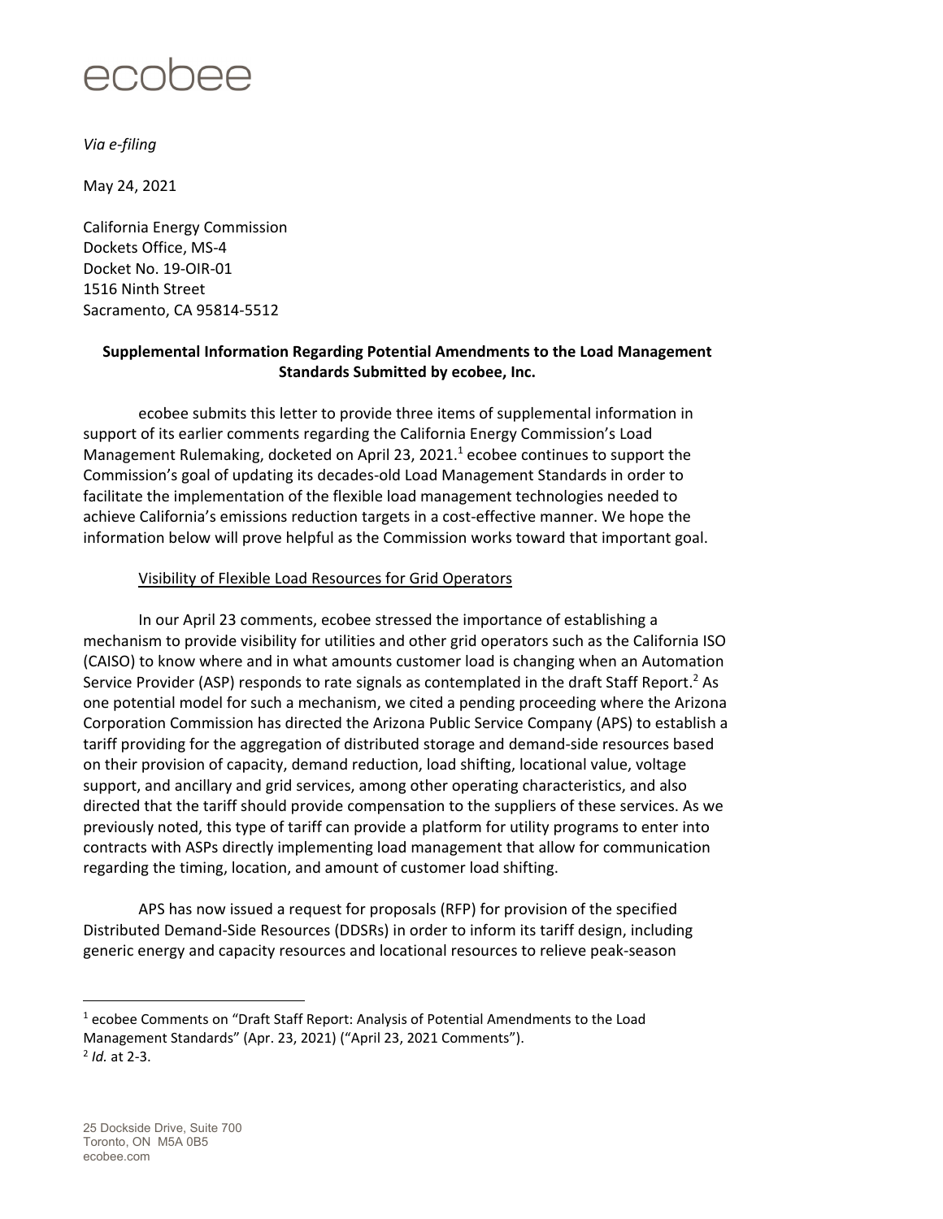ecobee

*Via e-filing*

May 24, 2021

California Energy Commission
Dockets Office, MS-4
Docket No. 19-OIR-01
1516 Ninth Street
Sacramento, CA 95814-5512

**Supplemental Information Regarding Potential Amendments to the Load Management Standards Submitted by ecobee, Inc.**

ecobee submits this letter to provide three items of supplemental information in support of its earlier comments regarding the California Energy Commission's Load Management Rulemaking, docketed on April 23, 2021.[1] ecobee continues to support the Commission's goal of updating its decades-old Load Management Standards in order to facilitate the implementation of the flexible load management technologies needed to achieve California's emissions reduction targets in a cost-effective manner. We hope the information below will prove helpful as the Commission works toward that important goal.

Visibility of Flexible Load Resources for Grid Operators

In our April 23 comments, ecobee stressed the importance of establishing a mechanism to provide visibility for utilities and other grid operators such as the California ISO (CAISO) to know where and in what amounts customer load is changing when an Automation Service Provider (ASP) responds to rate signals as contemplated in the draft Staff Report.[2] As one potential model for such a mechanism, we cited a pending proceeding where the Arizona Corporation Commission has directed the Arizona Public Service Company (APS) to establish a tariff providing for the aggregation of distributed storage and demand-side resources based on their provision of capacity, demand reduction, load shifting, locational value, voltage support, and ancillary and grid services, among other operating characteristics, and also directed that the tariff should provide compensation to the suppliers of these services. As we previously noted, this type of tariff can provide a platform for utility programs to enter into contracts with ASPs directly implementing load management that allow for communication regarding the timing, location, and amount of customer load shifting.

APS has now issued a request for proposals (RFP) for provision of the specified Distributed Demand-Side Resources (DDSRs) in order to inform its tariff design, including generic energy and capacity resources and locational resources to relieve peak-season

[1] ecobee Comments on "Draft Staff Report: Analysis of Potential Amendments to the Load Management Standards" (Apr. 23, 2021) ("April 23, 2021 Comments").
[2] *Id.* at 2-3.

25 Dockside Drive, Suite 700
Toronto, ON M5A 0B5
ecobee.com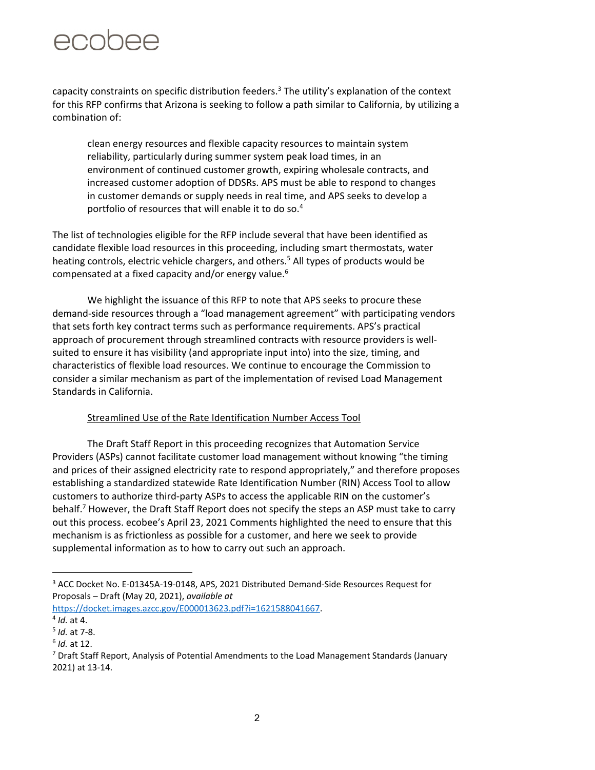capacity constraints on specific distribution feeders.[3] The utility's explanation of the context for this RFP confirms that Arizona is seeking to follow a path similar to California, by utilizing a combination of:

> clean energy resources and flexible capacity resources to maintain system reliability, particularly during summer system peak load times, in an environment of continued customer growth, expiring wholesale contracts, and increased customer adoption of DDSRs. APS must be able to respond to changes in customer demands or supply needs in real time, and APS seeks to develop a portfolio of resources that will enable it to do so.[4]

The list of technologies eligible for the RFP include several that have been identified as candidate flexible load resources in this proceeding, including smart thermostats, water heating controls, electric vehicle chargers, and others.[5] All types of products would be compensated at a fixed capacity and/or energy value.[6]

We highlight the issuance of this RFP to note that APS seeks to procure these demand-side resources through a "load management agreement" with participating vendors that sets forth key contract terms such as performance requirements. APS's practical approach of procurement through streamlined contracts with resource providers is well-suited to ensure it has visibility (and appropriate input into) into the size, timing, and characteristics of flexible load resources. We continue to encourage the Commission to consider a similar mechanism as part of the implementation of revised Load Management Standards in California.

<u>Streamlined Use of the Rate Identification Number Access Tool</u>

The Draft Staff Report in this proceeding recognizes that Automation Service Providers (ASPs) cannot facilitate customer load management without knowing "the timing and prices of their assigned electricity rate to respond appropriately," and therefore proposes establishing a standardized statewide Rate Identification Number (RIN) Access Tool to allow customers to authorize third-party ASPs to access the applicable RIN on the customer's behalf.[7] However, the Draft Staff Report does not specify the steps an ASP must take to carry out this process. ecobee's April 23, 2021 Comments highlighted the need to ensure that this mechanism is as frictionless as possible for a customer, and here we seek to provide supplemental information as to how to carry out such an approach.

---

[3] ACC Docket No. E-01345A-19-0148, APS, 2021 Distributed Demand-Side Resources Request for Proposals – Draft (May 20, 2021), *available at* https://docket.images.azcc.gov/E000013623.pdf?i=1621588041667.

[4] *Id.* at 4.

[5] *Id.* at 7-8.

[6] *Id.* at 12.

[7] Draft Staff Report, Analysis of Potential Amendments to the Load Management Standards (January 2021) at 13-14.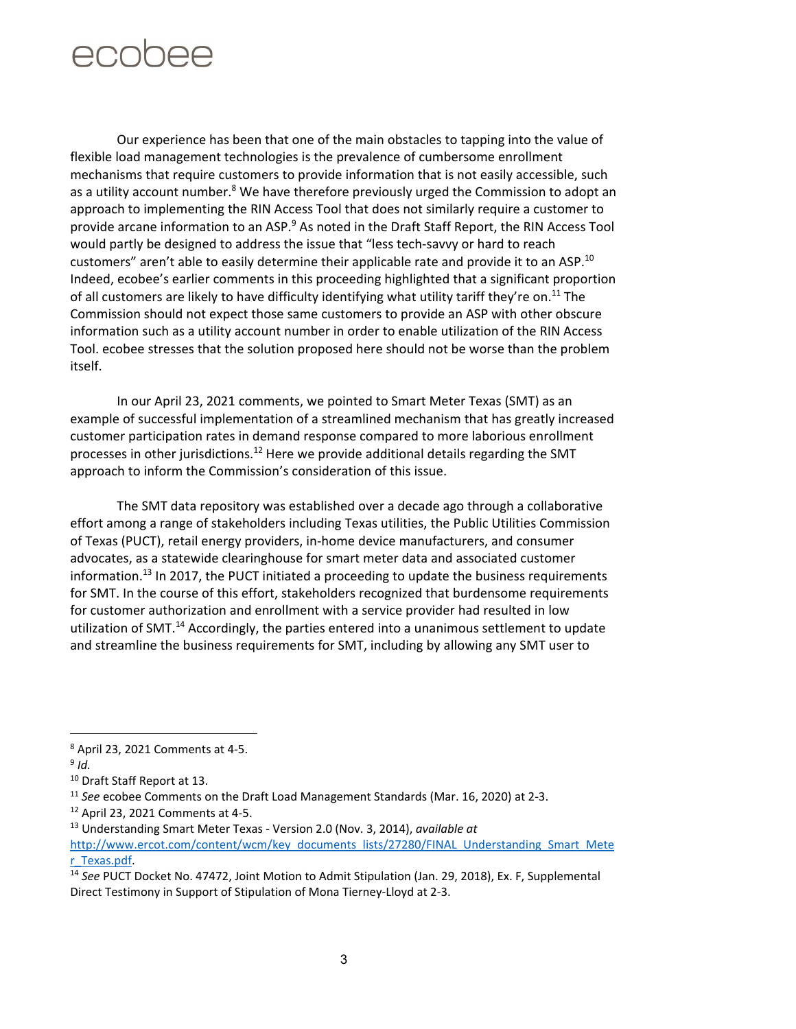ecobee

Our experience has been that one of the main obstacles to tapping into the value of flexible load management technologies is the prevalence of cumbersome enrollment mechanisms that require customers to provide information that is not easily accessible, such as a utility account number.[8] We have therefore previously urged the Commission to adopt an approach to implementing the RIN Access Tool that does not similarly require a customer to provide arcane information to an ASP.[9] As noted in the Draft Staff Report, the RIN Access Tool would partly be designed to address the issue that "less tech-savvy or hard to reach customers" aren't able to easily determine their applicable rate and provide it to an ASP.[10] Indeed, ecobee's earlier comments in this proceeding highlighted that a significant proportion of all customers are likely to have difficulty identifying what utility tariff they're on.[11] The Commission should not expect those same customers to provide an ASP with other obscure information such as a utility account number in order to enable utilization of the RIN Access Tool. ecobee stresses that the solution proposed here should not be worse than the problem itself.

In our April 23, 2021 comments, we pointed to Smart Meter Texas (SMT) as an example of successful implementation of a streamlined mechanism that has greatly increased customer participation rates in demand response compared to more laborious enrollment processes in other jurisdictions.[12] Here we provide additional details regarding the SMT approach to inform the Commission's consideration of this issue.

The SMT data repository was established over a decade ago through a collaborative effort among a range of stakeholders including Texas utilities, the Public Utilities Commission of Texas (PUCT), retail energy providers, in-home device manufacturers, and consumer advocates, as a statewide clearinghouse for smart meter data and associated customer information.[13] In 2017, the PUCT initiated a proceeding to update the business requirements for SMT. In the course of this effort, stakeholders recognized that burdensome requirements for customer authorization and enrollment with a service provider had resulted in low utilization of SMT.[14] Accordingly, the parties entered into a unanimous settlement to update and streamline the business requirements for SMT, including by allowing any SMT user to

---

[8] April 23, 2021 Comments at 4-5.

[9] *Id.*

[10] Draft Staff Report at 13.

[11] *See* ecobee Comments on the Draft Load Management Standards (Mar. 16, 2020) at 2-3.

[12] April 23, 2021 Comments at 4-5.

[13] Understanding Smart Meter Texas - Version 2.0 (Nov. 3, 2014), *available at* http://www.ercot.com/content/wcm/key_documents_lists/27280/FINAL_Understanding_Smart_Meter_Texas.pdf.

[14] *See* PUCT Docket No. 47472, Joint Motion to Admit Stipulation (Jan. 29, 2018), Ex. F, Supplemental Direct Testimony in Support of Stipulation of Mona Tierney-Lloyd at 2-3.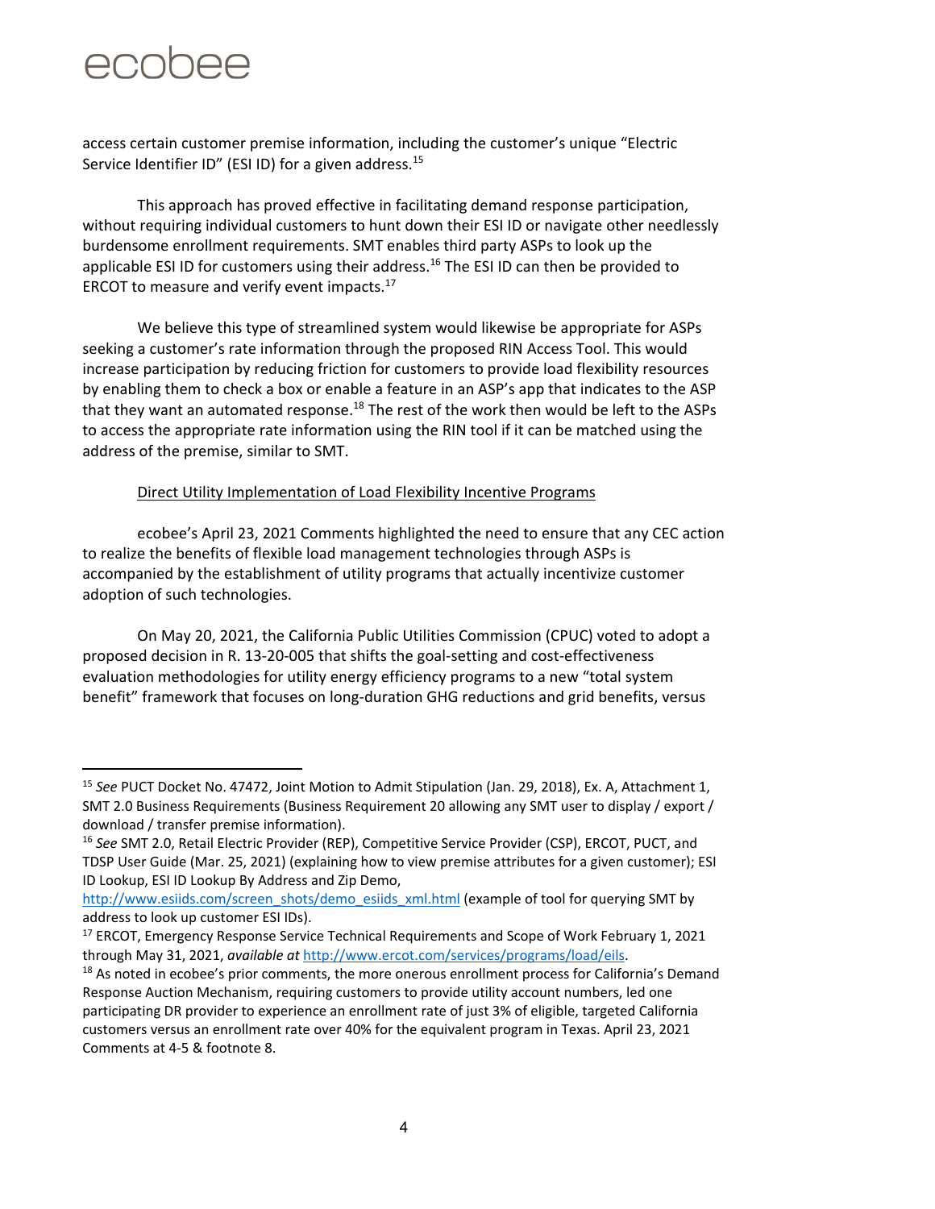access certain customer premise information, including the customer's unique "Electric Service Identifier ID" (ESI ID) for a given address.[15]

This approach has proved effective in facilitating demand response participation, without requiring individual customers to hunt down their ESI ID or navigate other needlessly burdensome enrollment requirements. SMT enables third party ASPs to look up the applicable ESI ID for customers using their address.[16] The ESI ID can then be provided to ERCOT to measure and verify event impacts.[17]

We believe this type of streamlined system would likewise be appropriate for ASPs seeking a customer's rate information through the proposed RIN Access Tool. This would increase participation by reducing friction for customers to provide load flexibility resources by enabling them to check a box or enable a feature in an ASP's app that indicates to the ASP that they want an automated response.[18] The rest of the work then would be left to the ASPs to access the appropriate rate information using the RIN tool if it can be matched using the address of the premise, similar to SMT.

<u>Direct Utility Implementation of Load Flexibility Incentive Programs</u>

ecobee's April 23, 2021 Comments highlighted the need to ensure that any CEC action to realize the benefits of flexible load management technologies through ASPs is accompanied by the establishment of utility programs that actually incentivize customer adoption of such technologies.

On May 20, 2021, the California Public Utilities Commission (CPUC) voted to adopt a proposed decision in R. 13-20-005 that shifts the goal-setting and cost-effectiveness evaluation methodologies for utility energy efficiency programs to a new "total system benefit" framework that focuses on long-duration GHG reductions and grid benefits, versus

---

[15] *See* PUCT Docket No. 47472, Joint Motion to Admit Stipulation (Jan. 29, 2018), Ex. A, Attachment 1, SMT 2.0 Business Requirements (Business Requirement 20 allowing any SMT user to display / export / download / transfer premise information).

[16] *See* SMT 2.0, Retail Electric Provider (REP), Competitive Service Provider (CSP), ERCOT, PUCT, and TDSP User Guide (Mar. 25, 2021) (explaining how to view premise attributes for a given customer); ESI ID Lookup, ESI ID Lookup By Address and Zip Demo, http://www.esiids.com/screen_shots/demo_esiids_xml.html (example of tool for querying SMT by address to look up customer ESI IDs).

[17] ERCOT, Emergency Response Service Technical Requirements and Scope of Work February 1, 2021 through May 31, 2021, *available at* http://www.ercot.com/services/programs/load/eils.

[18] As noted in ecobee's prior comments, the more onerous enrollment process for California's Demand Response Auction Mechanism, requiring customers to provide utility account numbers, led one participating DR provider to experience an enrollment rate of just 3% of eligible, targeted California customers versus an enrollment rate over 40% for the equivalent program in Texas. April 23, 2021 Comments at 4-5 & footnote 8.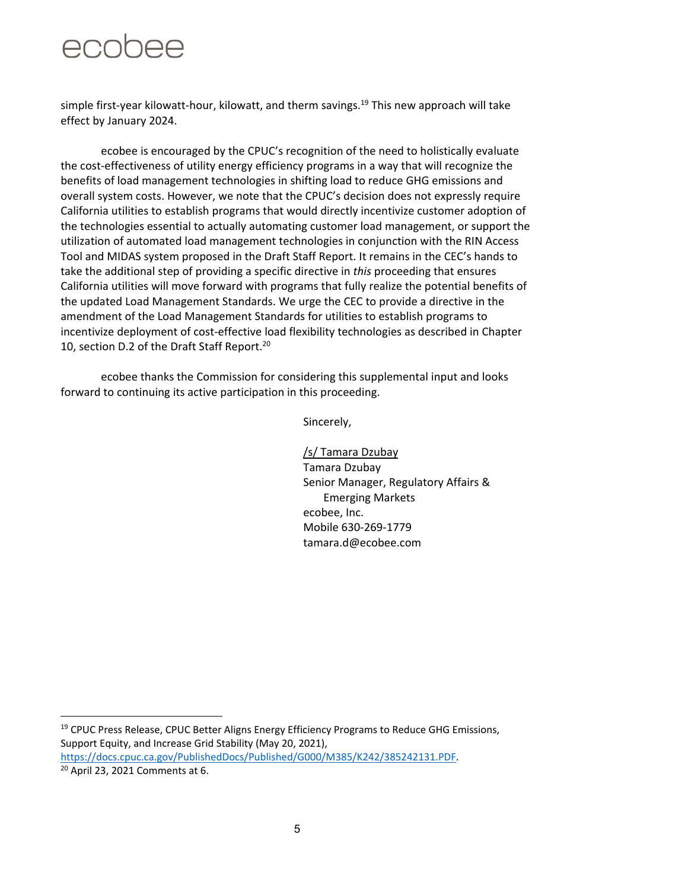simple first-year kilowatt-hour, kilowatt, and therm savings.[19] This new approach will take effect by January 2024.

ecobee is encouraged by the CPUC's recognition of the need to holistically evaluate the cost-effectiveness of utility energy efficiency programs in a way that will recognize the benefits of load management technologies in shifting load to reduce GHG emissions and overall system costs. However, we note that the CPUC's decision does not expressly require California utilities to establish programs that would directly incentivize customer adoption of the technologies essential to actually automating customer load management, or support the utilization of automated load management technologies in conjunction with the RIN Access Tool and MIDAS system proposed in the Draft Staff Report. It remains in the CEC's hands to take the additional step of providing a specific directive in *this* proceeding that ensures California utilities will move forward with programs that fully realize the potential benefits of the updated Load Management Standards. We urge the CEC to provide a directive in the amendment of the Load Management Standards for utilities to establish programs to incentivize deployment of cost-effective load flexibility technologies as described in Chapter 10, section D.2 of the Draft Staff Report.[20]

ecobee thanks the Commission for considering this supplemental input and looks forward to continuing its active participation in this proceeding.

Sincerely,

/s/ Tamara Dzubay
Tamara Dzubay
Senior Manager, Regulatory Affairs & Emerging Markets
ecobee, Inc.
Mobile 630-269-1779
tamara.d@ecobee.com

---

[19] CPUC Press Release, CPUC Better Aligns Energy Efficiency Programs to Reduce GHG Emissions, Support Equity, and Increase Grid Stability (May 20, 2021), https://docs.cpuc.ca.gov/PublishedDocs/Published/G000/M385/K242/385242131.PDF.

[20] April 23, 2021 Comments at 6.